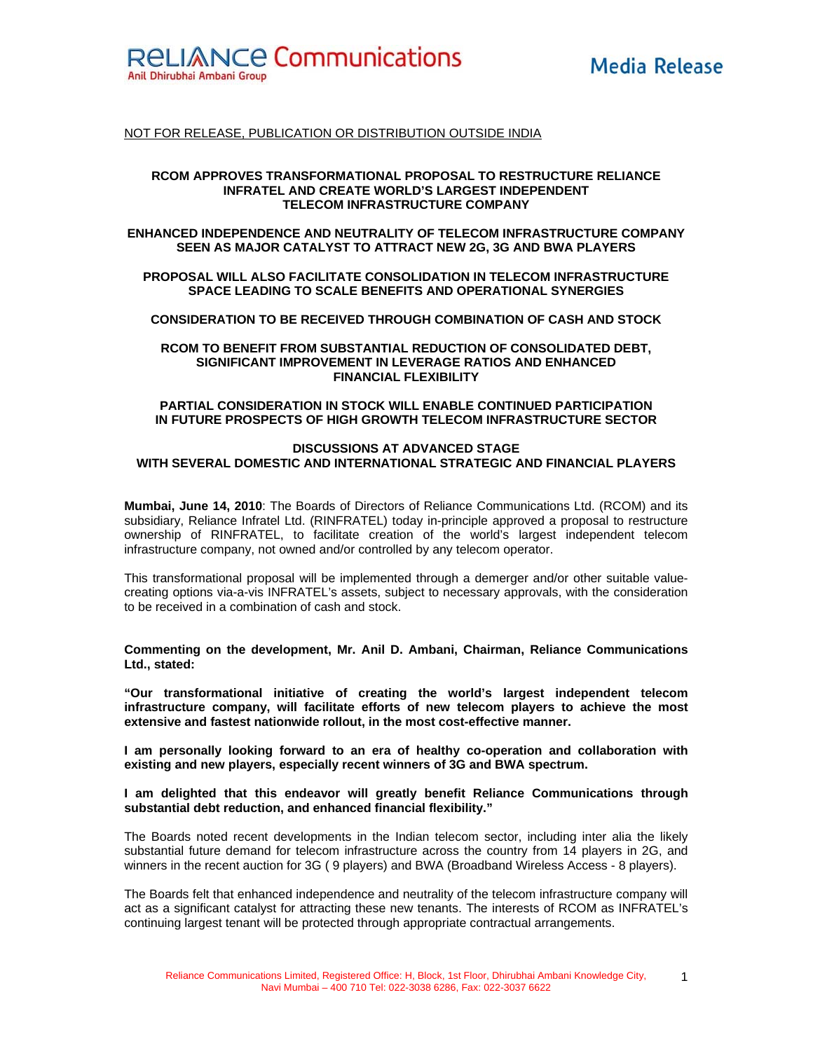Reliance Communications
Anil Dhirubhai Ambani Group

**Media Release**

NOT FOR RELEASE, PUBLICATION OR DISTRIBUTION OUTSIDE INDIA

## RCOM APPROVES TRANSFORMATIONAL PROPOSAL TO RESTRUCTURE RELIANCE INFRATEL AND CREATE WORLD'S LARGEST INDEPENDENT TELECOM INFRASTRUCTURE COMPANY

**ENHANCED INDEPENDENCE AND NEUTRALITY OF TELECOM INFRASTRUCTURE COMPANY SEEN AS MAJOR CATALYST TO ATTRACT NEW 2G, 3G AND BWA PLAYERS**

**PROPOSAL WILL ALSO FACILITATE CONSOLIDATION IN TELECOM INFRASTRUCTURE SPACE LEADING TO SCALE BENEFITS AND OPERATIONAL SYNERGIES**

**CONSIDERATION TO BE RECEIVED THROUGH COMBINATION OF CASH AND STOCK**

**RCOM TO BENEFIT FROM SUBSTANTIAL REDUCTION OF CONSOLIDATED DEBT, SIGNIFICANT IMPROVEMENT IN LEVERAGE RATIOS AND ENHANCED FINANCIAL FLEXIBILITY**

**PARTIAL CONSIDERATION IN STOCK WILL ENABLE CONTINUED PARTICIPATION IN FUTURE PROSPECTS OF HIGH GROWTH TELECOM INFRASTRUCTURE SECTOR**

**DISCUSSIONS AT ADVANCED STAGE WITH SEVERAL DOMESTIC AND INTERNATIONAL STRATEGIC AND FINANCIAL PLAYERS**

**Mumbai, June 14, 2010**: The Boards of Directors of Reliance Communications Ltd. (RCOM) and its subsidiary, Reliance Infratel Ltd. (RINFRATEL) today in-principle approved a proposal to restructure ownership of RINFRATEL, to facilitate creation of the world's largest independent telecom infrastructure company, not owned and/or controlled by any telecom operator.

This transformational proposal will be implemented through a demerger and/or other suitable value-creating options via-a-vis INFRATEL's assets, subject to necessary approvals, with the consideration to be received in a combination of cash and stock.

**Commenting on the development, Mr. Anil D. Ambani, Chairman, Reliance Communications Ltd., stated:**

**"Our transformational initiative of creating the world's largest independent telecom infrastructure company, will facilitate efforts of new telecom players to achieve the most extensive and fastest nationwide rollout, in the most cost-effective manner.**

**I am personally looking forward to an era of healthy co-operation and collaboration with existing and new players, especially recent winners of 3G and BWA spectrum.**

**I am delighted that this endeavor will greatly benefit Reliance Communications through substantial debt reduction, and enhanced financial flexibility."**

The Boards noted recent developments in the Indian telecom sector, including inter alia the likely substantial future demand for telecom infrastructure across the country from 14 players in 2G, and winners in the recent auction for 3G ( 9 players) and BWA (Broadband Wireless Access - 8 players).

The Boards felt that enhanced independence and neutrality of the telecom infrastructure company will act as a significant catalyst for attracting these new tenants. The interests of RCOM as INFRATEL's continuing largest tenant will be protected through appropriate contractual arrangements.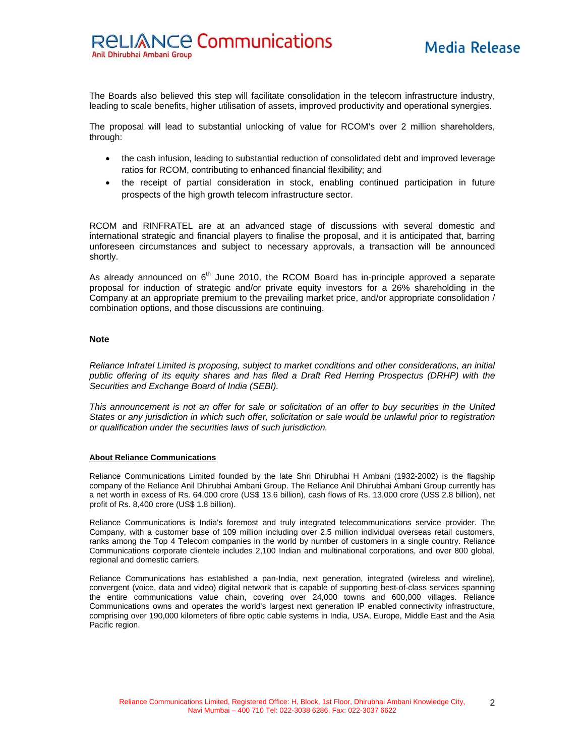The Boards also believed this step will facilitate consolidation in the telecom infrastructure industry, leading to scale benefits, higher utilisation of assets, improved productivity and operational synergies.

The proposal will lead to substantial unlocking of value for RCOM's over 2 million shareholders, through:

- the cash infusion, leading to substantial reduction of consolidated debt and improved leverage ratios for RCOM, contributing to enhanced financial flexibility; and
- the receipt of partial consideration in stock, enabling continued participation in future prospects of the high growth telecom infrastructure sector.

RCOM and RINFRATEL are at an advanced stage of discussions with several domestic and international strategic and financial players to finalise the proposal, and it is anticipated that, barring unforeseen circumstances and subject to necessary approvals, a transaction will be announced shortly.

As already announced on 6th June 2010, the RCOM Board has in-principle approved a separate proposal for induction of strategic and/or private equity investors for a 26% shareholding in the Company at an appropriate premium to the prevailing market price, and/or appropriate consolidation / combination options, and those discussions are continuing.

**Note**

*Reliance Infratel Limited is proposing, subject to market conditions and other considerations, an initial public offering of its equity shares and has filed a Draft Red Herring Prospectus (DRHP) with the Securities and Exchange Board of India (SEBI).*

*This announcement is not an offer for sale or solicitation of an offer to buy securities in the United States or any jurisdiction in which such offer, solicitation or sale would be unlawful prior to registration or qualification under the securities laws of such jurisdiction.*

**About Reliance Communications**

Reliance Communications Limited founded by the late Shri Dhirubhai H Ambani (1932-2002) is the flagship company of the Reliance Anil Dhirubhai Ambani Group. The Reliance Anil Dhirubhai Ambani Group currently has a net worth in excess of Rs. 64,000 crore (US$ 13.6 billion), cash flows of Rs. 13,000 crore (US$ 2.8 billion), net profit of Rs. 8,400 crore (US$ 1.8 billion).

Reliance Communications is India's foremost and truly integrated telecommunications service provider. The Company, with a customer base of 109 million including over 2.5 million individual overseas retail customers, ranks among the Top 4 Telecom companies in the world by number of customers in a single country. Reliance Communications corporate clientele includes 2,100 Indian and multinational corporations, and over 800 global, regional and domestic carriers.

Reliance Communications has established a pan-India, next generation, integrated (wireless and wireline), convergent (voice, data and video) digital network that is capable of supporting best-of-class services spanning the entire communications value chain, covering over 24,000 towns and 600,000 villages. Reliance Communications owns and operates the world's largest next generation IP enabled connectivity infrastructure, comprising over 190,000 kilometers of fibre optic cable systems in India, USA, Europe, Middle East and the Asia Pacific region.